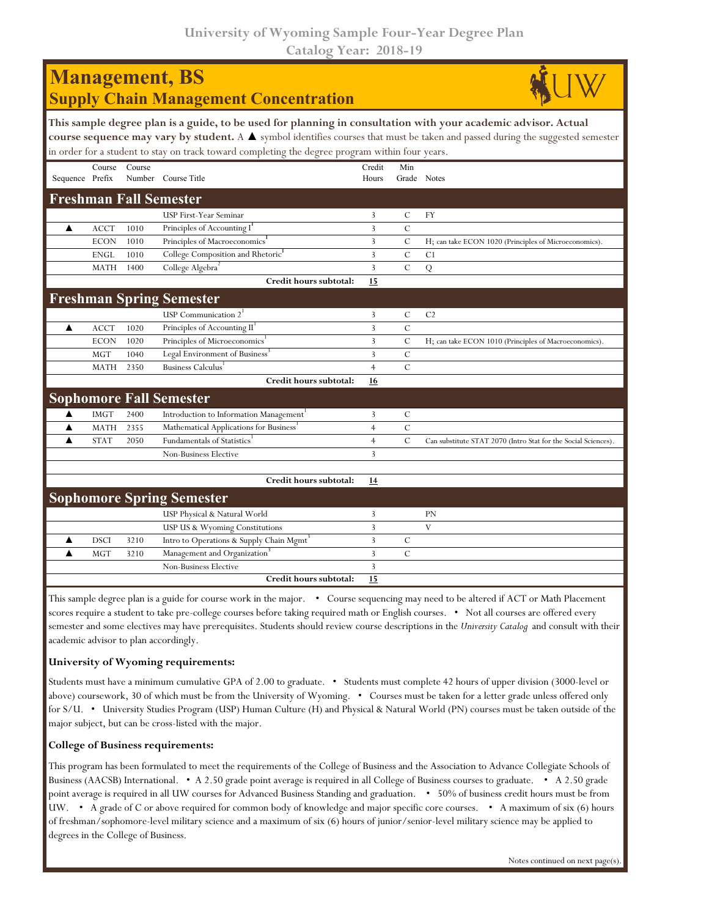# University of Wyoming Sample Four-Year Degree Plan

Catalog Year: 2018-19

## Management, BS

## Supply Chain Management Concentration

**This sample degree plan is a guide, to be used for planning in consultation with your academic advisor. Actual course sequence may vary by student.** A ▲ symbol identifies courses that must be taken and passed during the suggested semester in order for a student to stay on track toward completing the degree program within four years.

| Sequence | Course Prefix | Course Number | Course Title | Credit Hours | Min Grade | Notes |
|---|---|---|---|---|---|---|
| **Freshman Fall Semester** | | | | | | |
| | | | USP First-Year Seminar | 3 | C | FY |
| ▲ | ACCT | 1010 | Principles of Accounting I[1] | 3 | C | |
| | ECON | 1010 | Principles of Macroeconomics[1] | 3 | C | H; can take ECON 1020 (Principles of Microeconomics). |
| | ENGL | 1010 | College Composition and Rhetoric[1] | 3 | C | C1 |
| | MATH | 1400 | College Algebra[2] | 3 | C | Q |
| | | | **Credit hours subtotal:** | **15** | | |
| **Freshman Spring Semester** | | | | | | |
| | | | USP Communication 2[1] | 3 | C | C2 |
| ▲ | ACCT | 1020 | Principles of Accounting II[1] | 3 | C | |
| | ECON | 1020 | Principles of Microeconomics[1] | 3 | C | H; can take ECON 1010 (Principles of Macroeconomics). |
| | MGT | 1040 | Legal Environment of Business[3] | 3 | C | |
| | MATH | 2350 | Business Calculus[1] | 4 | C | |
| | | | **Credit hours subtotal:** | **16** | | |
| **Sophomore Fall Semester** | | | | | | |
| ▲ | IMGT | 2400 | Introduction to Information Management[1] | 3 | C | |
| ▲ | MATH | 2355 | Mathematical Applications for Business[1] | 4 | C | |
| ▲ | STAT | 2050 | Fundamentals of Statistics[1] | 4 | C | Can substitute STAT 2070 (Intro Stat for the Social Sciences). |
| | | | Non-Business Elective | 3 | | |
| | | | | | | |
| | | | **Credit hours subtotal:** | **14** | | |
| **Sophomore Spring Semester** | | | | | | |
| | | | USP Physical & Natural World | 3 | | PN |
| | | | USP US & Wyoming Constitutions | 3 | | V |
| ▲ | DSCI | 3210 | Intro to Operations & Supply Chain Mgmt[3] | 3 | C | |
| ▲ | MGT | 3210 | Management and Organization[3] | 3 | C | |
| | | | Non-Business Elective | 3 | | |
| | | | **Credit hours subtotal:** | **15** | | |

This sample degree plan is a guide for course work in the major. • Course sequencing may need to be altered if ACT or Math Placement scores require a student to take pre-college courses before taking required math or English courses. • Not all courses are offered every semester and some electives may have prerequisites. Students should review course descriptions in the *University Catalog* and consult with their academic advisor to plan accordingly.

### University of Wyoming requirements:

Students must have a minimum cumulative GPA of 2.00 to graduate. • Students must complete 42 hours of upper division (3000-level or above) coursework, 30 of which must be from the University of Wyoming. • Courses must be taken for a letter grade unless offered only for S/U. • University Studies Program (USP) Human Culture (H) and Physical & Natural World (PN) courses must be taken outside of the major subject, but can be cross-listed with the major.

### College of Business requirements:

This program has been formulated to meet the requirements of the College of Business and the Association to Advance Collegiate Schools of Business (AACSB) International. • A 2.50 grade point average is required in all College of Business courses to graduate. • A 2.50 grade point average is required in all UW courses for Advanced Business Standing and graduation. • 50% of business credit hours must be from UW. • A grade of C or above required for common body of knowledge and major specific core courses. • A maximum of six (6) hours of freshman/sophomore-level military science and a maximum of six (6) hours of junior/senior-level military science may be applied to degrees in the College of Business.

Notes continued on next page(s).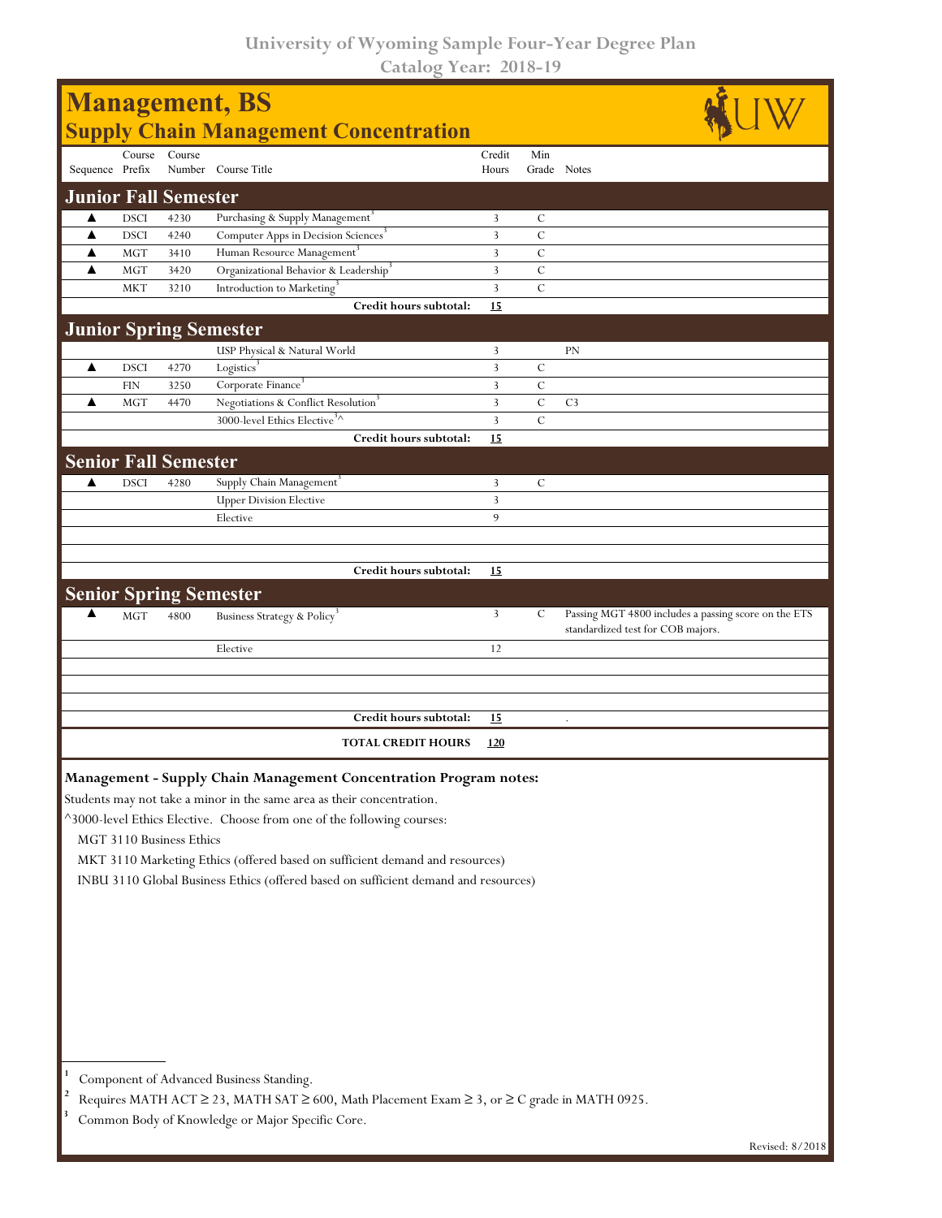University of Wyoming Sample Four-Year Degree Plan
Catalog Year: 2018-19

# Management, BS
## Supply Chain Management Concentration

| Sequence | Course Prefix | Course Number | Course Title | Credit Hours | Min Grade | Notes |
|---|---|---|---|---|---|---|
| **Junior Fall Semester** | | | | | | |
| ▲ | DSCI | 4230 | Purchasing & Supply Management[3] | 3 | C | |
| ▲ | DSCI | 4240 | Computer Apps in Decision Sciences[3] | 3 | C | |
| ▲ | MGT | 3410 | Human Resource Management[3] | 3 | C | |
| ▲ | MGT | 3420 | Organizational Behavior & Leadership[3] | 3 | C | |
| | MKT | 3210 | Introduction to Marketing[3] | 3 | C | |
| | | | **Credit hours subtotal:** | **15** | | |
| **Junior Spring Semester** | | | | | | |
| | | | USP Physical & Natural World | 3 | | PN |
| ▲ | DSCI | 4270 | Logistics[3] | 3 | C | |
| | FIN | 3250 | Corporate Finance[3] | 3 | C | |
| ▲ | MGT | 4470 | Negotiations & Conflict Resolution[3] | 3 | C | C3 |
| | | | 3000-level Ethics Elective[3]^ | 3 | C | |
| | | | **Credit hours subtotal:** | **15** | | |
| **Senior Fall Semester** | | | | | | |
| ▲ | DSCI | 4280 | Supply Chain Management[3] | 3 | C | |
| | | | Upper Division Elective | 3 | | |
| | | | Elective | 9 | | |
| | | | **Credit hours subtotal:** | **15** | | |
| **Senior Spring Semester** | | | | | | |
| ▲ | MGT | 4800 | Business Strategy & Policy[3] | 3 | C | Passing MGT 4800 includes a passing score on the ETS standardized test for COB majors. |
| | | | Elective | 12 | | |
| | | | **Credit hours subtotal:** | **15** | | . |
| | | | **TOTAL CREDIT HOURS** | **120** | | |

**Management - Supply Chain Management Concentration Program notes:**

Students may not take a minor in the same area as their concentration.

^3000-level Ethics Elective. Choose from one of the following courses:

- MGT 3110 Business Ethics
- MKT 3110 Marketing Ethics (offered based on sufficient demand and resources)
- INBU 3110 Global Business Ethics (offered based on sufficient demand and resources)

[1] Component of Advanced Business Standing.

[2] Requires MATH ACT ≥ 23, MATH SAT ≥ 600, Math Placement Exam ≥ 3, or ≥ C grade in MATH 0925.

[3] Common Body of Knowledge or Major Specific Core.

Revised: 8/2018